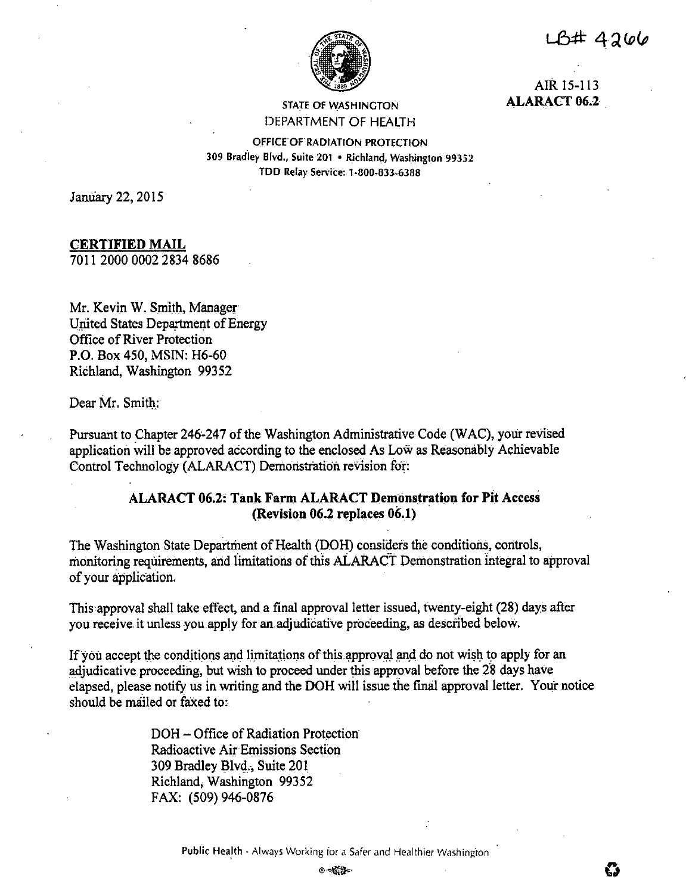LB# 4266

AIR 15-113
**ALARACT 06.2**

STATE OF WASHINGTON
DEPARTMENT OF HEALTH

OFFICE OF RADIATION PROTECTION
309 Bradley Blvd., Suite 201 • Richland, Washington 99352
TDD Relay Service: 1-800-833-6388

January 22, 2015

**CERTIFIED MAIL**
7011 2000 0002 2834 8686

Mr. Kevin W. Smith, Manager
United States Department of Energy
Office of River Protection
P.O. Box 450, MSIN: H6-60
Richland, Washington 99352

Dear Mr. Smith:

Pursuant to Chapter 246-247 of the Washington Administrative Code (WAC), your revised application will be approved according to the enclosed As Low as Reasonably Achievable Control Technology (ALARACT) Demonstration revision for:

**ALARACT 06.2: Tank Farm ALARACT Demonstration for Pit Access (Revision 06.2 replaces 06.1)**

The Washington State Department of Health (DOH) considers the conditions, controls, monitoring requirements, and limitations of this ALARACT Demonstration integral to approval of your application.

This approval shall take effect, and a final approval letter issued, twenty-eight (28) days after you receive it unless you apply for an adjudicative proceeding, as described below.

If you accept the conditions and limitations of this approval and do not wish to apply for an adjudicative proceeding, but wish to proceed under this approval before the 28 days have elapsed, please notify us in writing and the DOH will issue the final approval letter. Your notice should be mailed or faxed to:

DOH – Office of Radiation Protection
Radioactive Air Emissions Section
309 Bradley Blvd., Suite 201
Richland, Washington 99352
FAX: (509) 946-0876

Public Health - Always Working for a Safer and Healthier Washington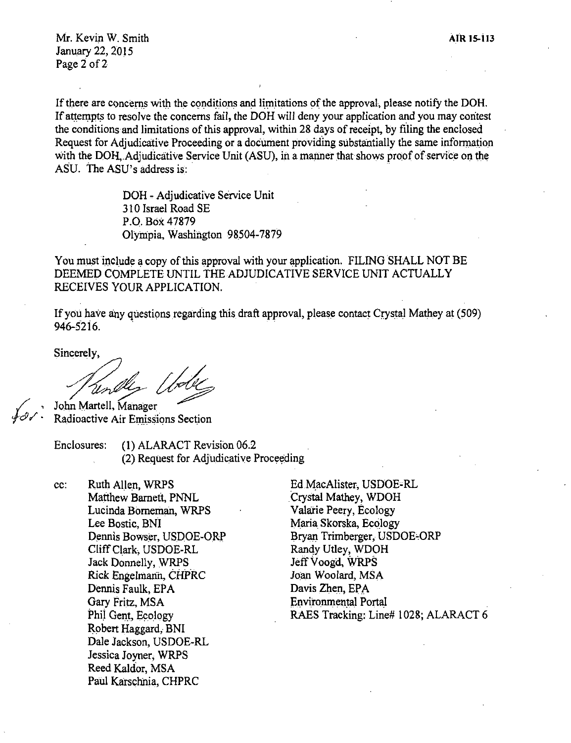If there are concerns with the conditions and limitations of the approval, please notify the DOH. If attempts to resolve the concerns fail, the DOH will deny your application and you may contest the conditions and limitations of this approval, within 28 days of receipt, by filing the enclosed Request for Adjudicative Proceeding or a document providing substantially the same information with the DOH, Adjudicative Service Unit (ASU), in a manner that shows proof of service on the ASU. The ASU's address is:

DOH - Adjudicative Service Unit
310 Israel Road SE
P.O. Box 47879
Olympia, Washington 98504-7879

You must include a copy of this approval with your application. FILING SHALL NOT BE DEEMED COMPLETE UNTIL THE ADJUDICATIVE SERVICE UNIT ACTUALLY RECEIVES YOUR APPLICATION.

If you have any questions regarding this draft approval, please contact Crystal Mathey at (509) 946-5216.

Sincerely,

for: John Martell, Manager
Radioactive Air Emissions Section

Enclosures: (1) ALARACT Revision 06.2
(2) Request for Adjudicative Proceeding

cc:
Ruth Allen, WRPS
Matthew Barnett, PNNL
Lucinda Borneman, WRPS
Lee Bostic, BNI
Dennis Bowser, USDOE-ORP
Cliff Clark, USDOE-RL
Jack Donnelly, WRPS
Rick Engelmann, CHPRC
Dennis Faulk, EPA
Gary Fritz, MSA
Phil Gent, Ecology
Robert Haggard, BNI
Dale Jackson, USDOE-RL
Jessica Joyner, WRPS
Reed Kaldor, MSA
Paul Karschnia, CHPRC
Ed MacAlister, USDOE-RL
Crystal Mathey, WDOH
Valarie Peery, Ecology
Maria Skorska, Ecology
Bryan Trimberger, USDOE-ORP
Randy Utley, WDOH
Jeff Voogd, WRPS
Joan Woolard, MSA
Davis Zhen, EPA
Environmental Portal
RAES Tracking: Line# 1028; ALARACT 6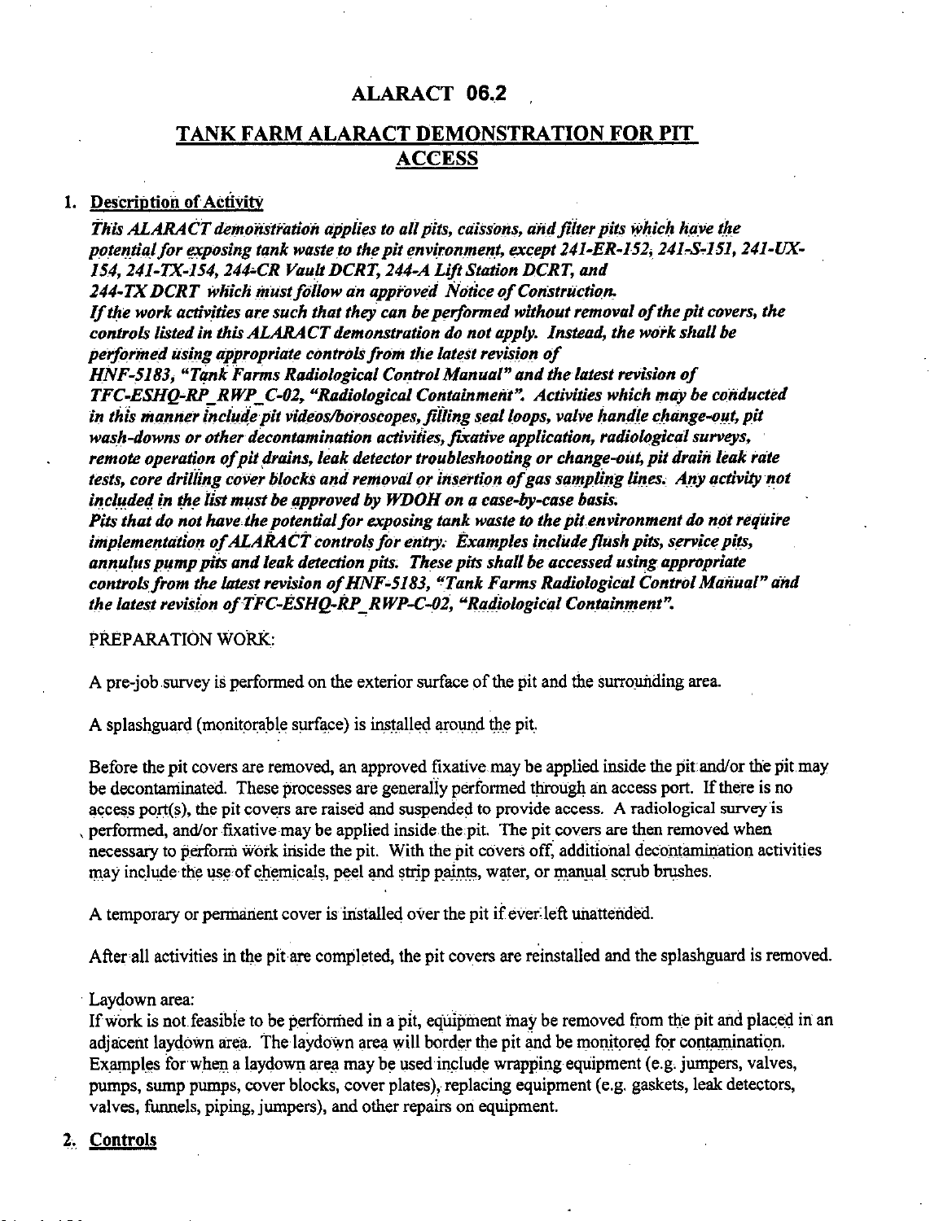# ALARACT 06.2

## TANK FARM ALARACT DEMONSTRATION FOR PIT ACCESS

1. **Description of Activity**

*This ALARACT demonstration applies to all pits, caissons, and filter pits which have the potential for exposing tank waste to the pit environment, except 241-ER-152, 241-S-151, 241-UX-154, 241-TX-154, 244-CR Vault DCRT, 244-A Lift Station DCRT, and 244-TX DCRT which must follow an approved Notice of Construction.*
*If the work activities are such that they can be performed without removal of the pit covers, the controls listed in this ALARACT demonstration do not apply. Instead, the work shall be performed using appropriate controls from the latest revision of HNF-5183, "Tank Farms Radiological Control Manual" and the latest revision of TFC-ESHQ-RP_RWP_C-02, "Radiological Containment". Activities which may be conducted in this manner include pit videos/boroscopes, filling seal loops, valve handle change-out, pit wash-downs or other decontamination activities, fixative application, radiological surveys, remote operation of pit drains, leak detector troubleshooting or change-out, pit drain leak rate tests, core drilling cover blocks and removal or insertion of gas sampling lines. Any activity not included in the list must be approved by WDOH on a case-by-case basis.*
*Pits that do not have the potential for exposing tank waste to the pit environment do not require implementation of ALARACT controls for entry. Examples include flush pits, service pits, annulus pump pits and leak detection pits. These pits shall be accessed using appropriate controls from the latest revision of HNF-5183, "Tank Farms Radiological Control Manual" and the latest revision of TFC-ESHQ-RP_RWP-C-02, "Radiological Containment".*

PREPARATION WORK:

A pre-job survey is performed on the exterior surface of the pit and the surrounding area.

A splashguard (monitorable surface) is installed around the pit.

Before the pit covers are removed, an approved fixative may be applied inside the pit and/or the pit may be decontaminated. These processes are generally performed through an access port. If there is no access port(s), the pit covers are raised and suspended to provide access. A radiological survey is performed, and/or fixative may be applied inside the pit. The pit covers are then removed when necessary to perform work inside the pit. With the pit covers off, additional decontamination activities may include the use of chemicals, peel and strip paints, water, or manual scrub brushes.

A temporary or permanent cover is installed over the pit if ever left unattended.

After all activities in the pit are completed, the pit covers are reinstalled and the splashguard is removed.

Laydown area:
If work is not feasible to be performed in a pit, equipment may be removed from the pit and placed in an adjacent laydown area. The laydown area will border the pit and be monitored for contamination. Examples for when a laydown area may be used include wrapping equipment (e.g. jumpers, valves, pumps, sump pumps, cover blocks, cover plates), replacing equipment (e.g. gaskets, leak detectors, valves, funnels, piping, jumpers), and other repairs on equipment.

2. **Controls**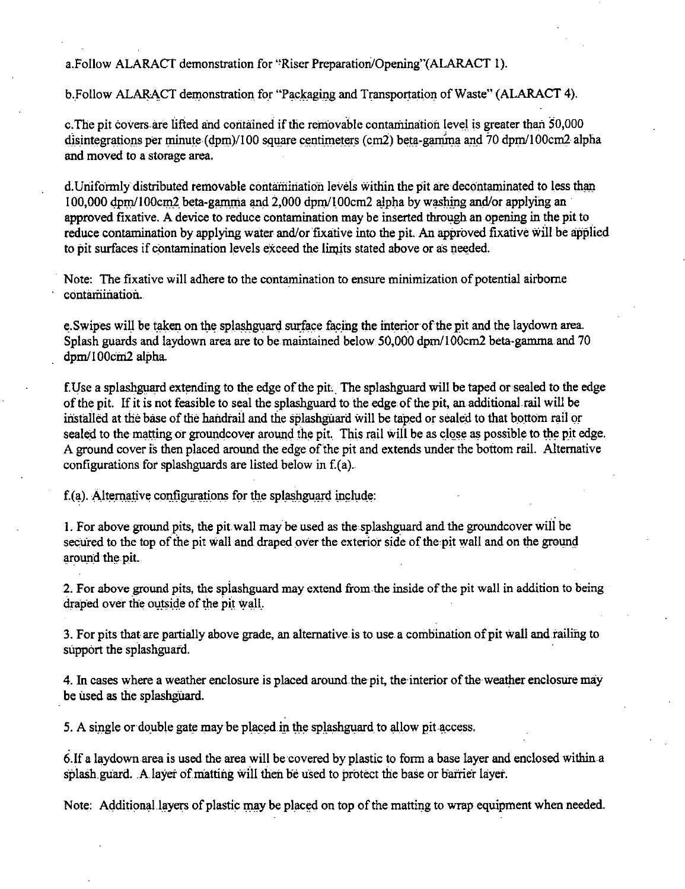a.Follow ALARACT demonstration for "Riser Preparation/Opening"(ALARACT 1).

b.Follow ALARACT demonstration for "Packaging and Transportation of Waste" (ALARACT 4).

c.The pit covers are lifted and contained if the removable contamination level is greater than 50,000 disintegrations per minute (dpm)/100 square centimeters (cm2) beta-gamma and 70 dpm/100cm2 alpha and moved to a storage area.

d.Uniformly distributed removable contamination levels within the pit are decontaminated to less than 100,000 dpm/100cm2 beta-gamma and 2,000 dpm/100cm2 alpha by washing and/or applying an approved fixative. A device to reduce contamination may be inserted through an opening in the pit to reduce contamination by applying water and/or fixative into the pit. An approved fixative will be applied to pit surfaces if contamination levels exceed the limits stated above or as needed.

Note: The fixative will adhere to the contamination to ensure minimization of potential airborne contamination.

e.Swipes will be taken on the splashguard surface facing the interior of the pit and the laydown area. Splash guards and laydown area are to be maintained below 50,000 dpm/100cm2 beta-gamma and 70 dpm/100cm2 alpha.

f.Use a splashguard extending to the edge of the pit. The splashguard will be taped or sealed to the edge of the pit. If it is not feasible to seal the splashguard to the edge of the pit, an additional rail will be installed at the base of the handrail and the splashguard will be taped or sealed to that bottom rail or sealed to the matting or groundcover around the pit. This rail will be as close as possible to the pit edge. A ground cover is then placed around the edge of the pit and extends under the bottom rail. Alternative configurations for splashguards are listed below in f.(a).

f.(a). Alternative configurations for the splashguard include:

1. For above ground pits, the pit wall may be used as the splashguard and the groundcover will be secured to the top of the pit wall and draped over the exterior side of the pit wall and on the ground around the pit.

2. For above ground pits, the splashguard may extend from the inside of the pit wall in addition to being draped over the outside of the pit wall.

3. For pits that are partially above grade, an alternative is to use a combination of pit wall and railing to support the splashguard.

4. In cases where a weather enclosure is placed around the pit, the interior of the weather enclosure may be used as the splashguard.

5. A single or double gate may be placed in the splashguard to allow pit access.

6.If a laydown area is used the area will be covered by plastic to form a base layer and enclosed within a splash guard. A layer of matting will then be used to protect the base or barrier layer.

Note: Additional layers of plastic may be placed on top of the matting to wrap equipment when needed.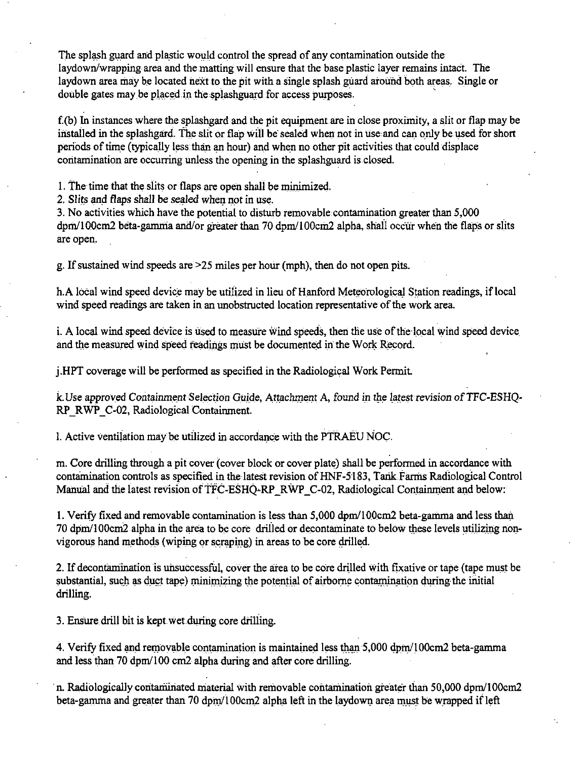The splash guard and plastic would control the spread of any contamination outside the laydown/wrapping area and the matting will ensure that the base plastic layer remains intact. The laydown area may be located next to the pit with a single splash guard around both areas. Single or double gates may be placed in the splashguard for access purposes.

f.(b) In instances where the splashgard and the pit equipment are in close proximity, a slit or flap may be installed in the splashgard. The slit or flap will be sealed when not in use and can only be used for short periods of time (typically less than an hour) and when no other pit activities that could displace contamination are occurring unless the opening in the splashguard is closed.

1. The time that the slits or flaps are open shall be minimized.
2. Slits and flaps shall be sealed when not in use.
3. No activities which have the potential to disturb removable contamination greater than 5,000 dpm/100cm2 beta-gamma and/or greater than 70 dpm/100cm2 alpha, shall occur when the flaps or slits are open.

g. If sustained wind speeds are >25 miles per hour (mph), then do not open pits.

h.A local wind speed device may be utilized in lieu of Hanford Meteorological Station readings, if local wind speed readings are taken in an unobstructed location representative of the work area.

i. A local wind speed device is used to measure wind speeds, then the use of the local wind speed device and the measured wind speed readings must be documented in the Work Record.

j.HPT coverage will be performed as specified in the Radiological Work Permit.

k.Use approved *Containment Selection Guide, Attachment A, found in the latest revision of* TFC-ESHQ-RP_RWP_C-02, Radiological Containment.

l. Active ventilation may be utilized in accordance with the PTRAEU NOC.

m. Core drilling through a pit cover (cover block or cover plate) shall be performed in accordance with contamination controls as specified in the latest revision of HNF-5183, Tank Farms Radiological Control Manual and the latest revision of TFC-ESHQ-RP_RWP_C-02, Radiological Containment and below:

1. Verify fixed and removable contamination is less than 5,000 dpm/100cm2 beta-gamma and less than 70 dpm/100cm2 alpha in the area to be core drilled or decontaminate to below these levels utilizing non-vigorous hand methods (wiping or scraping) in areas to be core drilled.

2. If decontamination is unsuccessful, cover the area to be core drilled with fixative or tape (tape must be substantial, such as duct tape) minimizing the potential of airborne contamination during the initial drilling.

3. Ensure drill bit is kept wet during core drilling.

4. Verify fixed and removable contamination is maintained less than 5,000 dpm/100cm2 beta-gamma and less than 70 dpm/100 cm2 alpha during and after core drilling.

n. Radiologically contaminated material with removable contamination greater than 50,000 dpm/100cm2 beta-gamma and greater than 70 dpm/100cm2 alpha left in the laydown area must be wrapped if left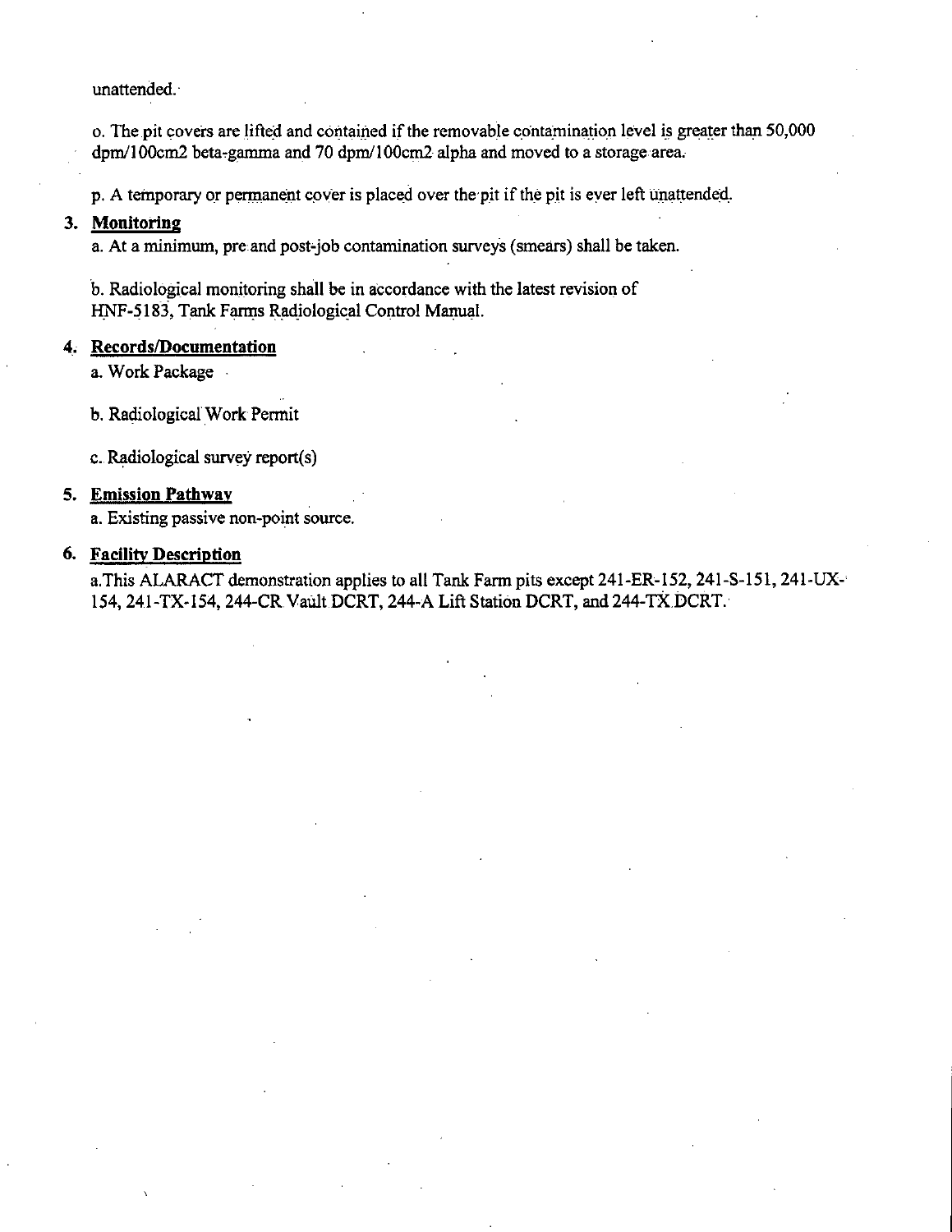unattended.

o. The pit covers are lifted and contained if the removable contamination level is greater than 50,000 dpm/100cm2 beta-gamma and 70 dpm/100cm2 alpha and moved to a storage area.

p. A temporary or permanent cover is placed over the pit if the pit is ever left unattended.

3. **Monitoring**

   a. At a minimum, pre and post-job contamination surveys (smears) shall be taken.

   b. Radiological monitoring shall be in accordance with the latest revision of HNF-5183, Tank Farms Radiological Control Manual.

4. **Records/Documentation**

   a. Work Package

   b. Radiological Work Permit

   c. Radiological survey report(s)

5. **Emission Pathway**

   a. Existing passive non-point source.

6. **Facility Description**

   a. This ALARACT demonstration applies to all Tank Farm pits except 241-ER-152, 241-S-151, 241-UX-154, 241-TX-154, 244-CR Vault DCRT, 244-A Lift Station DCRT, and 244-TX DCRT.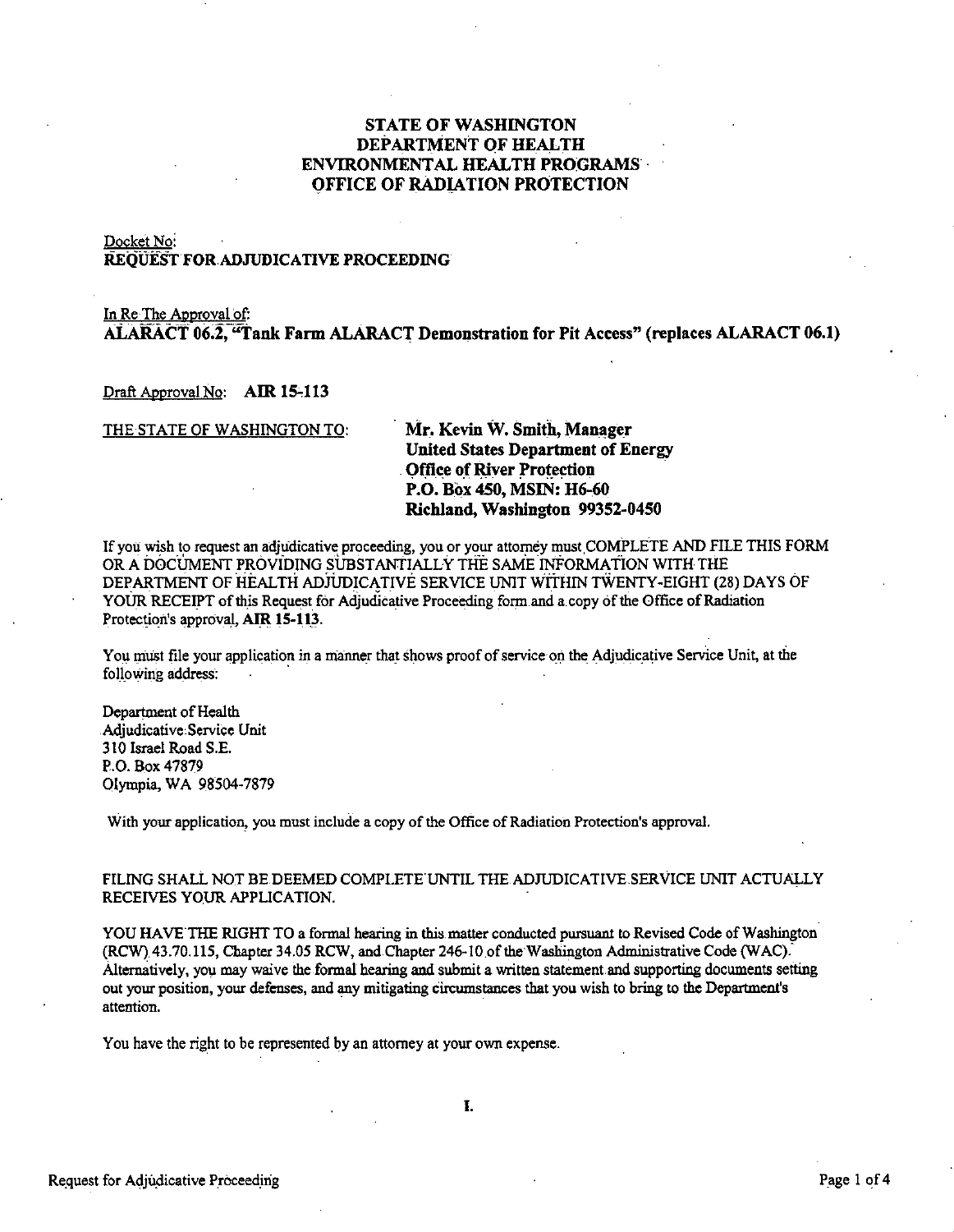# STATE OF WASHINGTON
# DEPARTMENT OF HEALTH
# ENVIRONMENTAL HEALTH PROGRAMS
# OFFICE OF RADIATION PROTECTION

Docket No:
**REQUEST FOR ADJUDICATIVE PROCEEDING**

In Re The Approval of:
**ALARACT 06.2, "Tank Farm ALARACT Demonstration for Pit Access" (replaces ALARACT 06.1)**

Draft Approval No: **AIR 15-113**

THE STATE OF WASHINGTON TO:

**Mr. Kevin W. Smith, Manager**
**United States Department of Energy**
**Office of River Protection**
**P.O. Box 450, MSIN: H6-60**
**Richland, Washington 99352-0450**

If you wish to request an adjudicative proceeding, you or your attorney must COMPLETE AND FILE THIS FORM OR A DOCUMENT PROVIDING SUBSTANTIALLY THE SAME INFORMATION WITH THE DEPARTMENT OF HEALTH ADJUDICATIVE SERVICE UNIT WITHIN TWENTY-EIGHT (28) DAYS OF YOUR RECEIPT of this Request for Adjudicative Proceeding form and a copy of the Office of Radiation Protection's approval, **AIR 15-113**.

You must file your application in a manner that shows proof of service on the Adjudicative Service Unit, at the following address:

Department of Health
Adjudicative Service Unit
310 Israel Road S.E.
P.O. Box 47879
Olympia, WA 98504-7879

With your application, you must include a copy of the Office of Radiation Protection's approval.

FILING SHALL NOT BE DEEMED COMPLETE UNTIL THE ADJUDICATIVE SERVICE UNIT ACTUALLY RECEIVES YOUR APPLICATION.

YOU HAVE THE RIGHT TO a formal hearing in this matter conducted pursuant to Revised Code of Washington (RCW) 43.70.115, Chapter 34.05 RCW, and Chapter 246-10 of the Washington Administrative Code (WAC). Alternatively, you may waive the formal hearing and submit a written statement and supporting documents setting out your position, your defenses, and any mitigating circumstances that you wish to bring to the Department's attention.

You have the right to be represented by an attorney at your own expense.

I.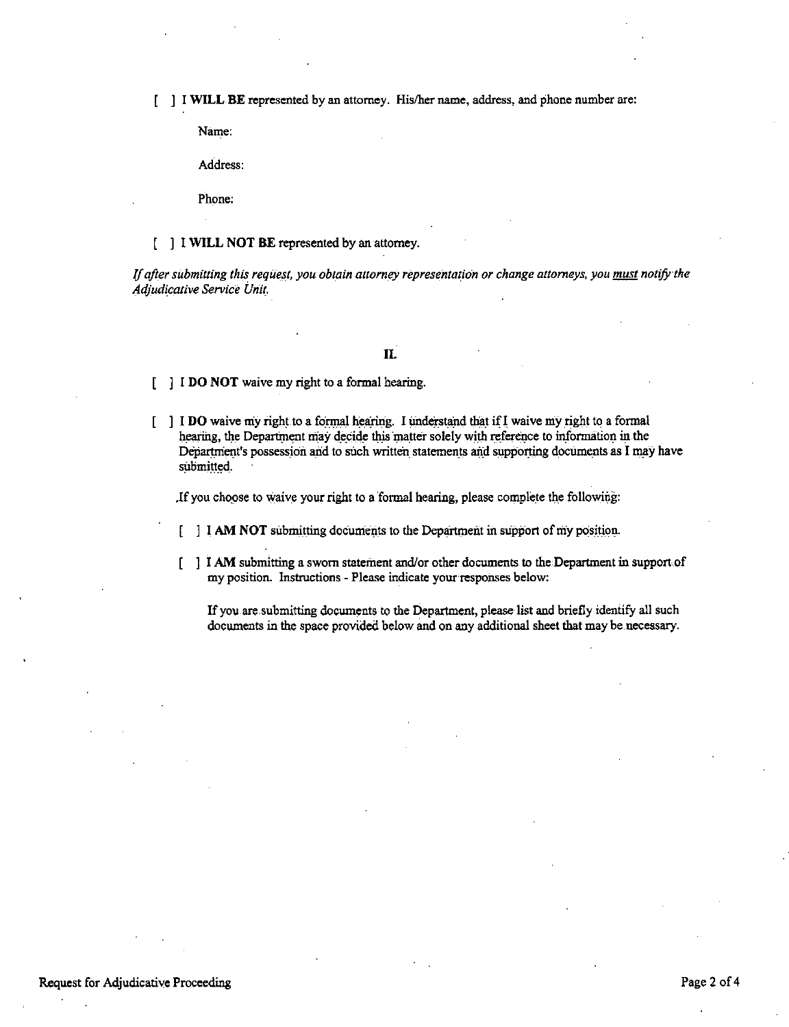[ ] I **WILL BE** represented by an attorney. His/her name, address, and phone number are:

Name:

Address:

Phone:

[ ] I **WILL NOT BE** represented by an attorney.

*If after submitting this request, you obtain attorney representation or change attorneys, you must notify the Adjudicative Service Unit.*

## II.

[ ] I **DO NOT** waive my right to a formal hearing.

[ ] I **DO** waive my right to a formal hearing. I understand that if I waive my right to a formal hearing, the Department may decide this matter solely with reference to information in the Department's possession and to such written statements and supporting documents as I may have submitted.

If you choose to waive your right to a formal hearing, please complete the following:

[ ] I **AM NOT** submitting documents to the Department in support of my position.

[ ] I **AM** submitting a sworn statement and/or other documents to the Department in support of my position. Instructions - Please indicate your responses below:

If you are submitting documents to the Department, please list and briefly identify all such documents in the space provided below and on any additional sheet that may be necessary.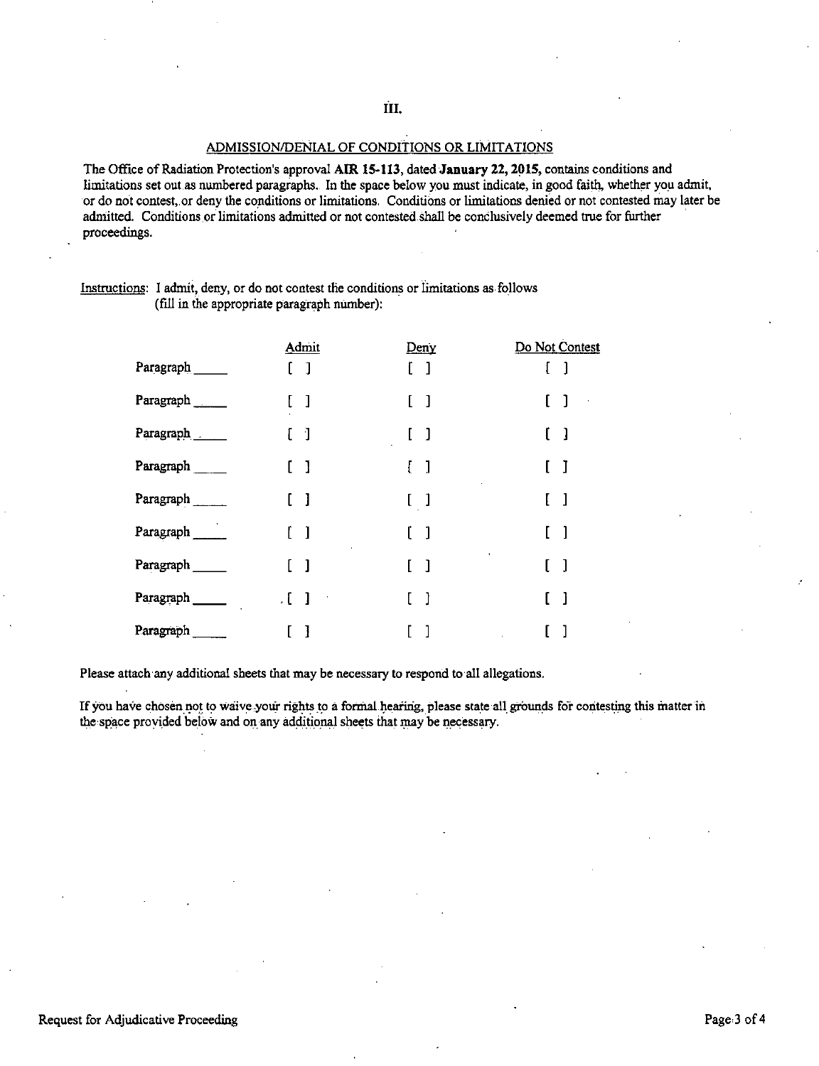## III.

### ADMISSION/DENIAL OF CONDITIONS OR LIMITATIONS

The Office of Radiation Protection's approval **AIR 15-113**, dated **January 22, 2015**, contains conditions and limitations set out as numbered paragraphs. In the space below you must indicate, in good faith, whether you admit, or do not contest, or deny the conditions or limitations. Conditions or limitations denied or not contested may later be admitted. Conditions or limitations admitted or not contested shall be conclusively deemed true for further proceedings.

Instructions: I admit, deny, or do not contest the conditions or limitations as follows (fill in the appropriate paragraph number):

| | Admit | Deny | Do Not Contest |
|---|---|---|---|
| Paragraph _____ | [ ] | [ ] | [ ] |
| Paragraph _____ | [ ] | [ ] | [ ] |
| Paragraph _____ | [ ] | [ ] | [ ] |
| Paragraph _____ | [ ] | [ ] | [ ] |
| Paragraph _____ | [ ] | [ ] | [ ] |
| Paragraph _____ | [ ] | [ ] | [ ] |
| Paragraph _____ | [ ] | [ ] | [ ] |
| Paragraph _____ | [ ] | [ ] | [ ] |
| Paragraph _____ | [ ] | [ ] | [ ] |

Please attach any additional sheets that may be necessary to respond to all allegations.

If you have chosen not to waive your rights to a formal hearing, please state all grounds for contesting this matter in the space provided below and on any additional sheets that may be necessary.

Request for Adjudicative Proceeding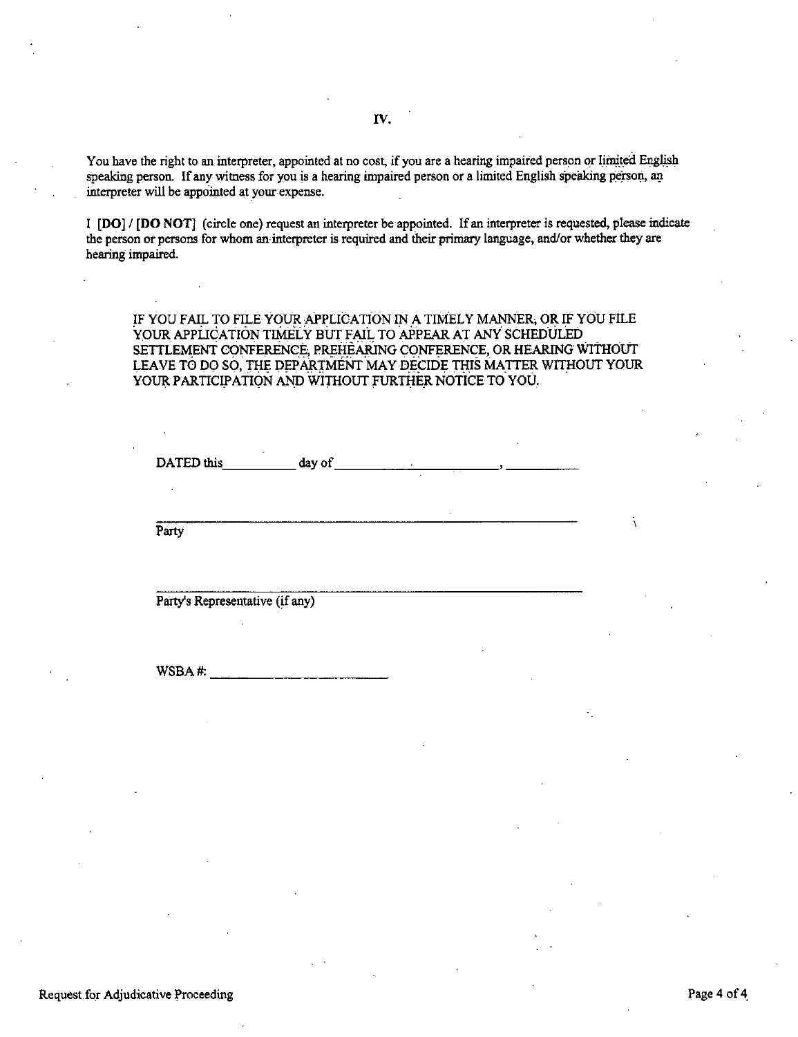## IV.

You have the right to an interpreter, appointed at no cost, if you are a hearing impaired person or limited English speaking person. If any witness for you is a hearing impaired person or a limited English speaking person, an interpreter will be appointed at your expense.

I **[DO]** / **[DO NOT]** (circle one) request an interpreter be appointed. If an interpreter is requested, please indicate the person or persons for whom an interpreter is required and their primary language, and/or whether they are hearing impaired.

IF YOU FAIL TO FILE YOUR APPLICATION IN A TIMELY MANNER, OR IF YOU FILE YOUR APPLICATION TIMELY BUT FAIL TO APPEAR AT ANY SCHEDULED SETTLEMENT CONFERENCE, PREHEARING CONFERENCE, OR HEARING WITHOUT LEAVE TO DO SO, THE DEPARTMENT MAY DECIDE THIS MATTER WITHOUT YOUR YOUR PARTICIPATION AND WITHOUT FURTHER NOTICE TO YOU.

DATED this __________ day of ________________________, __________

______________________________________________________
Party

______________________________________________________
Party's Representative (if any)

WSBA #: ________________________